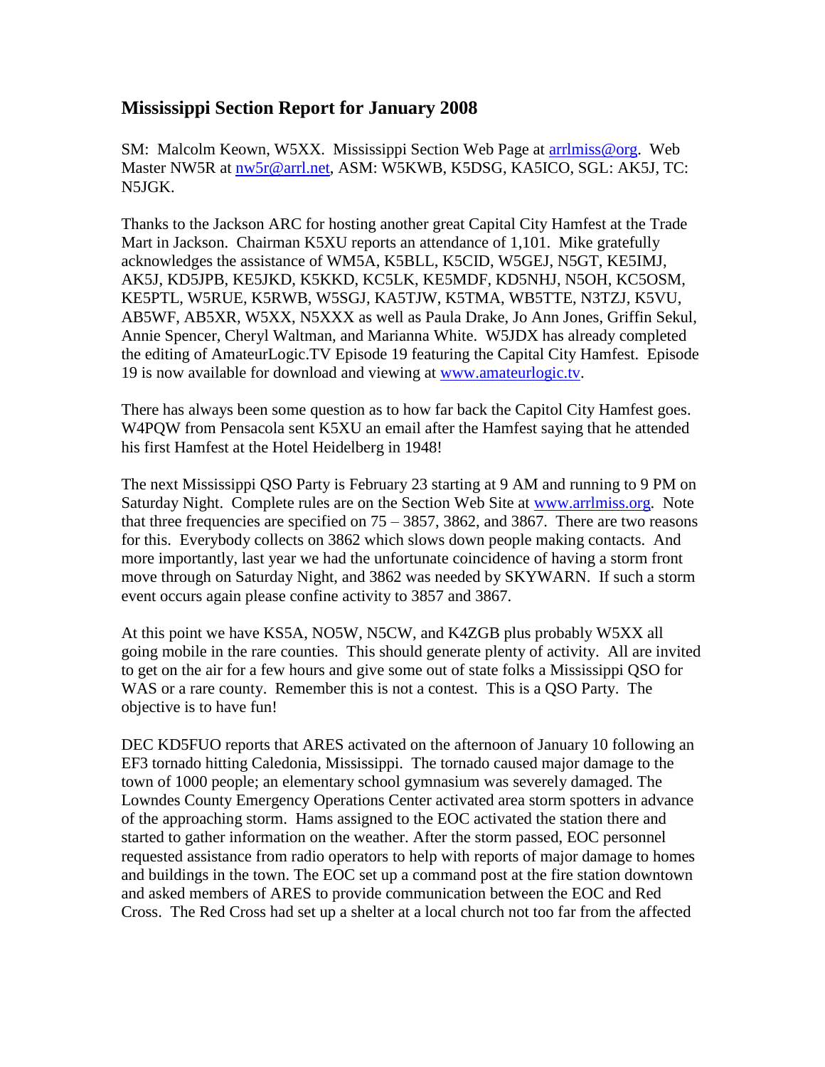## Mississippi Section Report for January 2008

SM: Malcolm Keown, W5XX. Mississippi Section Web Page at arrlmiss@org. Web Master NW5R at nw5r@arrl.net, ASM: W5KWB, K5DSG, KA5ICO, SGL: AK5J, TC: N5JGK.

Thanks to the Jackson ARC for hosting another great Capital City Hamfest at the Trade Mart in Jackson. Chairman K5XU reports an attendance of 1,101. Mike gratefully acknowledges the assistance of WM5A, K5BLL, K5CID, W5GEJ, N5GT, KE5IMJ, AK5J, KD5JPB, KE5JKD, K5KKD, KC5LK, KE5MDF, KD5NHJ, N5OH, KC5OSM, KE5PTL, W5RUE, K5RWB, W5SGJ, KA5TJW, K5TMA, WB5TTE, N3TZJ, K5VU, AB5WF, AB5XR, W5XX, N5XXX as well as Paula Drake, Jo Ann Jones, Griffin Sekul, Annie Spencer, Cheryl Waltman, and Marianna White. W5JDX has already completed the editing of AmateurLogic.TV Episode 19 featuring the Capital City Hamfest. Episode 19 is now available for download and viewing at www.amateurlogic.tv.

There has always been some question as to how far back the Capitol City Hamfest goes. W4PQW from Pensacola sent K5XU an email after the Hamfest saying that he attended his first Hamfest at the Hotel Heidelberg in 1948!

The next Mississippi QSO Party is February 23 starting at 9 AM and running to 9 PM on Saturday Night. Complete rules are on the Section Web Site at www.arrlmiss.org. Note that three frequencies are specified on 75 – 3857, 3862, and 3867. There are two reasons for this. Everybody collects on 3862 which slows down people making contacts. And more importantly, last year we had the unfortunate coincidence of having a storm front move through on Saturday Night, and 3862 was needed by SKYWARN. If such a storm event occurs again please confine activity to 3857 and 3867.

At this point we have KS5A, NO5W, N5CW, and K4ZGB plus probably W5XX all going mobile in the rare counties. This should generate plenty of activity. All are invited to get on the air for a few hours and give some out of state folks a Mississippi QSO for WAS or a rare county. Remember this is not a contest. This is a QSO Party. The objective is to have fun!

DEC KD5FUO reports that ARES activated on the afternoon of January 10 following an EF3 tornado hitting Caledonia, Mississippi. The tornado caused major damage to the town of 1000 people; an elementary school gymnasium was severely damaged. The Lowndes County Emergency Operations Center activated area storm spotters in advance of the approaching storm. Hams assigned to the EOC activated the station there and started to gather information on the weather. After the storm passed, EOC personnel requested assistance from radio operators to help with reports of major damage to homes and buildings in the town. The EOC set up a command post at the fire station downtown and asked members of ARES to provide communication between the EOC and Red Cross. The Red Cross had set up a shelter at a local church not too far from the affected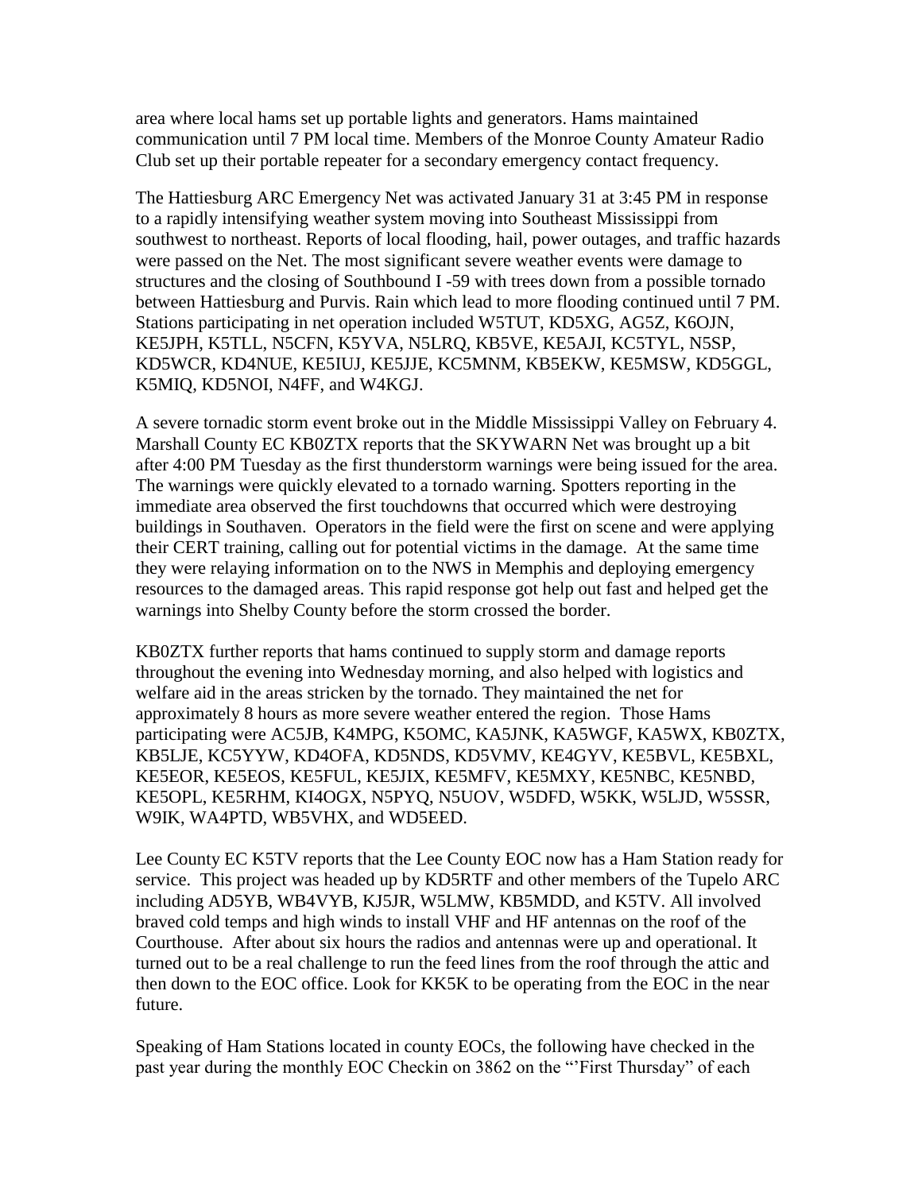area where local hams set up portable lights and generators. Hams maintained communication until 7 PM local time. Members of the Monroe County Amateur Radio Club set up their portable repeater for a secondary emergency contact frequency.

The Hattiesburg ARC Emergency Net was activated January 31 at 3:45 PM in response to a rapidly intensifying weather system moving into Southeast Mississippi from southwest to northeast. Reports of local flooding, hail, power outages, and traffic hazards were passed on the Net. The most significant severe weather events were damage to structures and the closing of Southbound I -59 with trees down from a possible tornado between Hattiesburg and Purvis. Rain which lead to more flooding continued until 7 PM. Stations participating in net operation included W5TUT, KD5XG, AG5Z, K6OJN, KE5JPH, K5TLL, N5CFN, K5YVA, N5LRQ, KB5VE, KE5AJI, KC5TYL, N5SP, KD5WCR, KD4NUE, KE5IUJ, KE5JJE, KC5MNM, KB5EKW, KE5MSW, KD5GGL, K5MIQ, KD5NOI, N4FF, and W4KGJ.

A severe tornadic storm event broke out in the Middle Mississippi Valley on February 4. Marshall County EC KB0ZTX reports that the SKYWARN Net was brought up a bit after 4:00 PM Tuesday as the first thunderstorm warnings were being issued for the area. The warnings were quickly elevated to a tornado warning. Spotters reporting in the immediate area observed the first touchdowns that occurred which were destroying buildings in Southaven. Operators in the field were the first on scene and were applying their CERT training, calling out for potential victims in the damage. At the same time they were relaying information on to the NWS in Memphis and deploying emergency resources to the damaged areas. This rapid response got help out fast and helped get the warnings into Shelby County before the storm crossed the border.

KB0ZTX further reports that hams continued to supply storm and damage reports throughout the evening into Wednesday morning, and also helped with logistics and welfare aid in the areas stricken by the tornado. They maintained the net for approximately 8 hours as more severe weather entered the region. Those Hams participating were AC5JB, K4MPG, K5OMC, KA5JNK, KA5WGF, KA5WX, KB0ZTX, KB5LJE, KC5YYW, KD4OFA, KD5NDS, KD5VMV, KE4GYV, KE5BVL, KE5BXL, KE5EOR, KE5EOS, KE5FUL, KE5JIX, KE5MFV, KE5MXY, KE5NBC, KE5NBD, KE5OPL, KE5RHM, KI4OGX, N5PYQ, N5UOV, W5DFD, W5KK, W5LJD, W5SSR, W9IK, WA4PTD, WB5VHX, and WD5EED.

Lee County EC K5TV reports that the Lee County EOC now has a Ham Station ready for service. This project was headed up by KD5RTF and other members of the Tupelo ARC including AD5YB, WB4VYB, KJ5JR, W5LMW, KB5MDD, and K5TV. All involved braved cold temps and high winds to install VHF and HF antennas on the roof of the Courthouse. After about six hours the radios and antennas were up and operational. It turned out to be a real challenge to run the feed lines from the roof through the attic and then down to the EOC office. Look for KK5K to be operating from the EOC in the near future.

Speaking of Ham Stations located in county EOCs, the following have checked in the past year during the monthly EOC Checkin on 3862 on the "'First Thursday" of each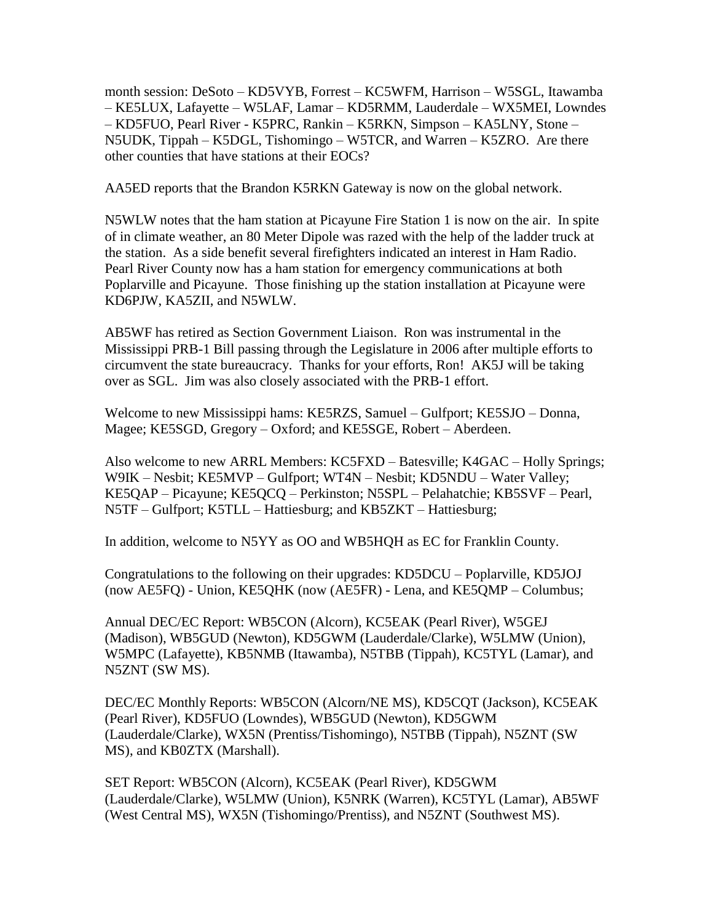month session: DeSoto – KD5VYB, Forrest – KC5WFM, Harrison – W5SGL, Itawamba – KE5LUX, Lafayette – W5LAF, Lamar – KD5RMM, Lauderdale – WX5MEI, Lowndes – KD5FUO, Pearl River - K5PRC, Rankin – K5RKN, Simpson – KA5LNY, Stone – N5UDK, Tippah – K5DGL, Tishomingo – W5TCR, and Warren – K5ZRO. Are there other counties that have stations at their EOCs?

AA5ED reports that the Brandon K5RKN Gateway is now on the global network.

N5WLW notes that the ham station at Picayune Fire Station 1 is now on the air. In spite of in climate weather, an 80 Meter Dipole was razed with the help of the ladder truck at the station. As a side benefit several firefighters indicated an interest in Ham Radio. Pearl River County now has a ham station for emergency communications at both Poplarville and Picayune. Those finishing up the station installation at Picayune were KD6PJW, KA5ZII, and N5WLW.

AB5WF has retired as Section Government Liaison. Ron was instrumental in the Mississippi PRB-1 Bill passing through the Legislature in 2006 after multiple efforts to circumvent the state bureaucracy. Thanks for your efforts, Ron! AK5J will be taking over as SGL. Jim was also closely associated with the PRB-1 effort.

Welcome to new Mississippi hams: KE5RZS, Samuel – Gulfport; KE5SJO – Donna, Magee; KE5SGD, Gregory – Oxford; and KE5SGE, Robert – Aberdeen.

Also welcome to new ARRL Members: KC5FXD – Batesville; K4GAC – Holly Springs; W9IK – Nesbit; KE5MVP – Gulfport; WT4N – Nesbit; KD5NDU – Water Valley; KE5QAP – Picayune; KE5QCQ – Perkinston; N5SPL – Pelahatchie; KB5SVF – Pearl, N5TF – Gulfport; K5TLL – Hattiesburg; and KB5ZKT – Hattiesburg;

In addition, welcome to N5YY as OO and WB5HQH as EC for Franklin County.

Congratulations to the following on their upgrades: KD5DCU – Poplarville, KD5JOJ (now AE5FQ) - Union, KE5QHK (now (AE5FR) - Lena, and KE5QMP – Columbus;

Annual DEC/EC Report: WB5CON (Alcorn), KC5EAK (Pearl River), W5GEJ (Madison), WB5GUD (Newton), KD5GWM (Lauderdale/Clarke), W5LMW (Union), W5MPC (Lafayette), KB5NMB (Itawamba), N5TBB (Tippah), KC5TYL (Lamar), and N5ZNT (SW MS).

DEC/EC Monthly Reports: WB5CON (Alcorn/NE MS), KD5CQT (Jackson), KC5EAK (Pearl River), KD5FUO (Lowndes), WB5GUD (Newton), KD5GWM (Lauderdale/Clarke), WX5N (Prentiss/Tishomingo), N5TBB (Tippah), N5ZNT (SW MS), and KB0ZTX (Marshall).

SET Report: WB5CON (Alcorn), KC5EAK (Pearl River), KD5GWM (Lauderdale/Clarke), W5LMW (Union), K5NRK (Warren), KC5TYL (Lamar), AB5WF (West Central MS), WX5N (Tishomingo/Prentiss), and N5ZNT (Southwest MS).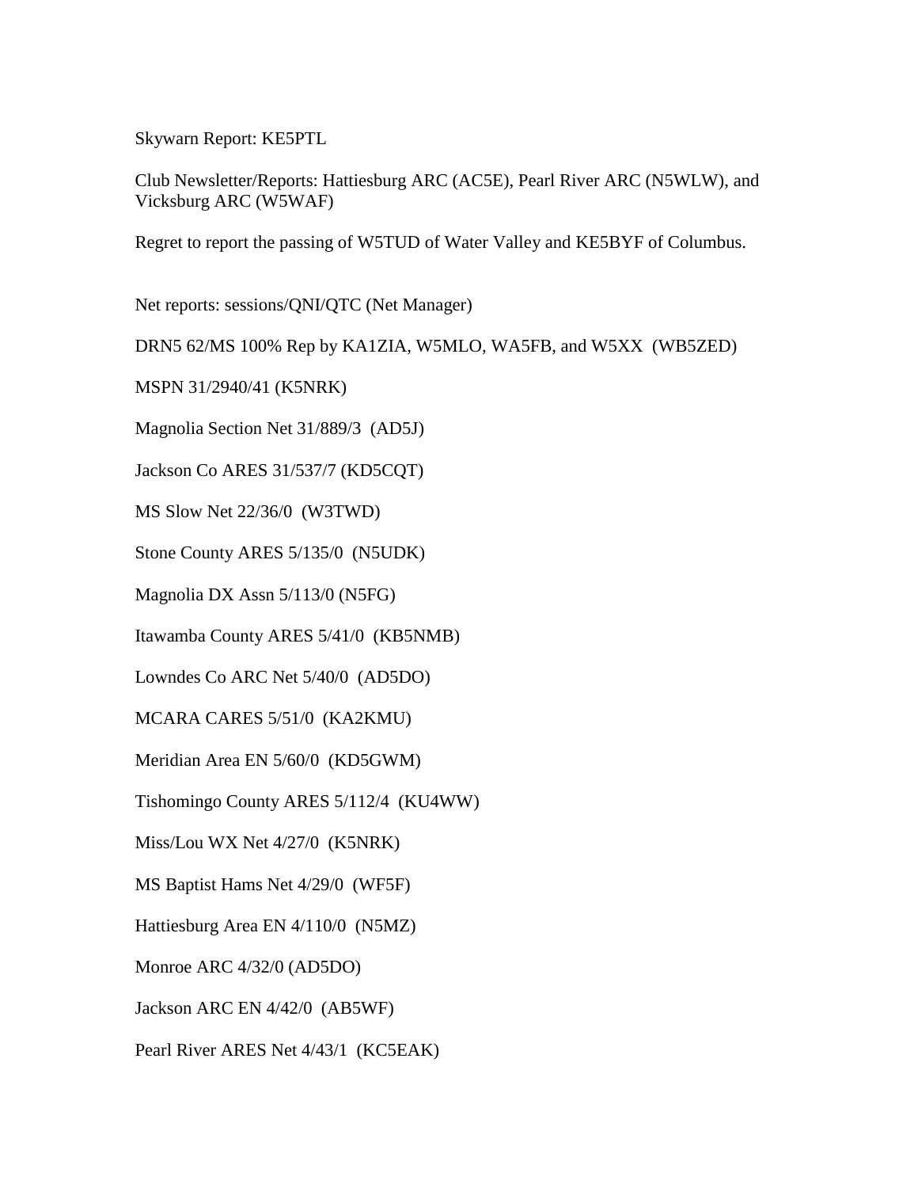Skywarn Report: KE5PTL

Club Newsletter/Reports: Hattiesburg ARC (AC5E), Pearl River ARC (N5WLW), and Vicksburg ARC (W5WAF)

Regret to report the passing of W5TUD of Water Valley and KE5BYF of Columbus.

Net reports: sessions/QNI/QTC (Net Manager)

DRN5 62/MS 100% Rep by KA1ZIA, W5MLO, WA5FB, and W5XX (WB5ZED)

MSPN 31/2940/41 (K5NRK)

Magnolia Section Net 31/889/3 (AD5J)

Jackson Co ARES 31/537/7 (KD5CQT)

MS Slow Net 22/36/0 (W3TWD)

Stone County ARES 5/135/0 (N5UDK)

Magnolia DX Assn 5/113/0 (N5FG)

Itawamba County ARES 5/41/0 (KB5NMB)

Lowndes Co ARC Net 5/40/0 (AD5DO)

MCARA CARES 5/51/0 (KA2KMU)

Meridian Area EN 5/60/0 (KD5GWM)

Tishomingo County ARES 5/112/4 (KU4WW)

Miss/Lou WX Net 4/27/0 (K5NRK)

MS Baptist Hams Net 4/29/0 (WF5F)

Hattiesburg Area EN 4/110/0 (N5MZ)

Monroe ARC 4/32/0 (AD5DO)

Jackson ARC EN 4/42/0 (AB5WF)

Pearl River ARES Net 4/43/1 (KC5EAK)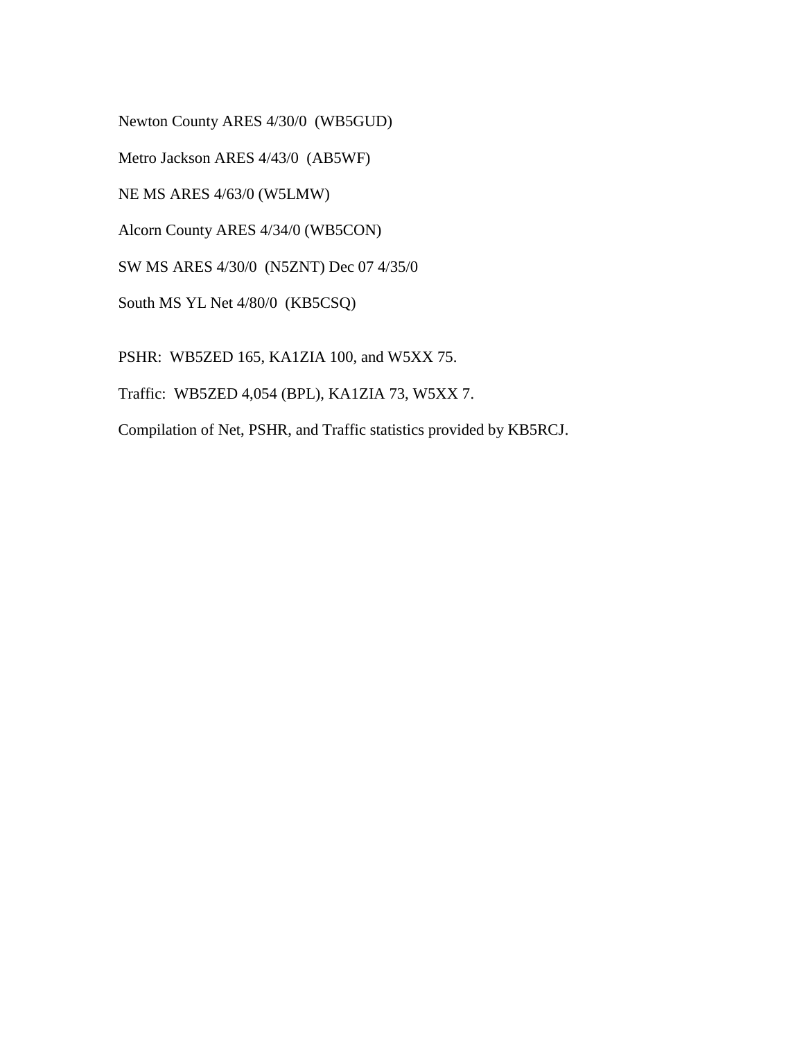Newton County ARES 4/30/0 (WB5GUD)

Metro Jackson ARES 4/43/0 (AB5WF)

NE MS ARES 4/63/0 (W5LMW)

Alcorn County ARES 4/34/0 (WB5CON)

SW MS ARES 4/30/0 (N5ZNT) Dec 07 4/35/0

South MS YL Net 4/80/0 (KB5CSQ)

PSHR: WB5ZED 165, KA1ZIA 100, and W5XX 75.

Traffic: WB5ZED 4,054 (BPL), KA1ZIA 73, W5XX 7.

Compilation of Net, PSHR, and Traffic statistics provided by KB5RCJ.